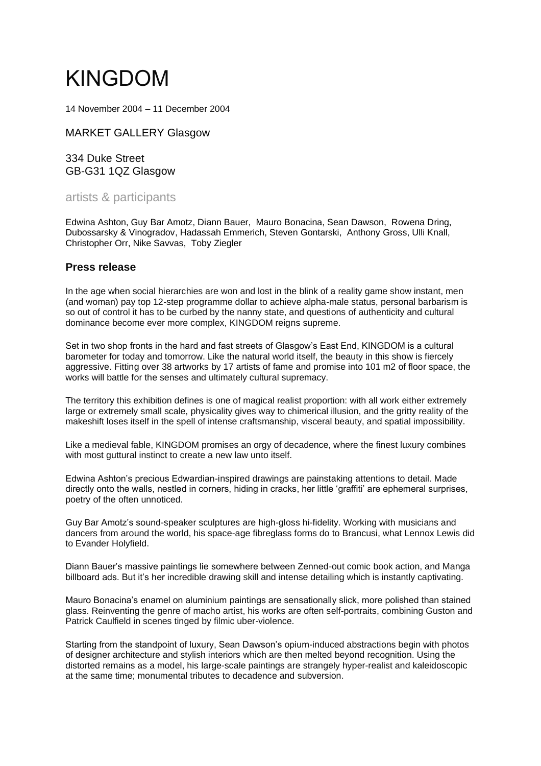# KINGDOM

14 November 2004 – 11 December 2004

MARKET GALLERY Glasgow

334 Duke Street
GB-G31 1QZ Glasgow

artists & participants

Edwina Ashton, Guy Bar Amotz, Diann Bauer, Mauro Bonacina, Sean Dawson, Rowena Dring, Dubossarsky & Vinogradov, Hadassah Emmerich, Steven Gontarski, Anthony Gross, Ulli Knall, Christopher Orr, Nike Savvas, Toby Ziegler

### Press release

In the age when social hierarchies are won and lost in the blink of a reality game show instant, men (and woman) pay top 12-step programme dollar to achieve alpha-male status, personal barbarism is so out of control it has to be curbed by the nanny state, and questions of authenticity and cultural dominance become ever more complex, KINGDOM reigns supreme.

Set in two shop fronts in the hard and fast streets of Glasgow's East End, KINGDOM is a cultural barometer for today and tomorrow. Like the natural world itself, the beauty in this show is fiercely aggressive. Fitting over 38 artworks by 17 artists of fame and promise into 101 m2 of floor space, the works will battle for the senses and ultimately cultural supremacy.

The territory this exhibition defines is one of magical realist proportion: with all work either extremely large or extremely small scale, physicality gives way to chimerical illusion, and the gritty reality of the makeshift loses itself in the spell of intense craftsmanship, visceral beauty, and spatial impossibility.

Like a medieval fable, KINGDOM promises an orgy of decadence, where the finest luxury combines with most guttural instinct to create a new law unto itself.

Edwina Ashton's precious Edwardian-inspired drawings are painstaking attentions to detail. Made directly onto the walls, nestled in corners, hiding in cracks, her little 'graffiti' are ephemeral surprises, poetry of the often unnoticed.

Guy Bar Amotz's sound-speaker sculptures are high-gloss hi-fidelity. Working with musicians and dancers from around the world, his space-age fibreglass forms do to Brancusi, what Lennox Lewis did to Evander Holyfield.

Diann Bauer's massive paintings lie somewhere between Zenned-out comic book action, and Manga billboard ads. But it's her incredible drawing skill and intense detailing which is instantly captivating.

Mauro Bonacina's enamel on aluminium paintings are sensationally slick, more polished than stained glass. Reinventing the genre of macho artist, his works are often self-portraits, combining Guston and Patrick Caulfield in scenes tinged by filmic uber-violence.

Starting from the standpoint of luxury, Sean Dawson's opium-induced abstractions begin with photos of designer architecture and stylish interiors which are then melted beyond recognition. Using the distorted remains as a model, his large-scale paintings are strangely hyper-realist and kaleidoscopic at the same time; monumental tributes to decadence and subversion.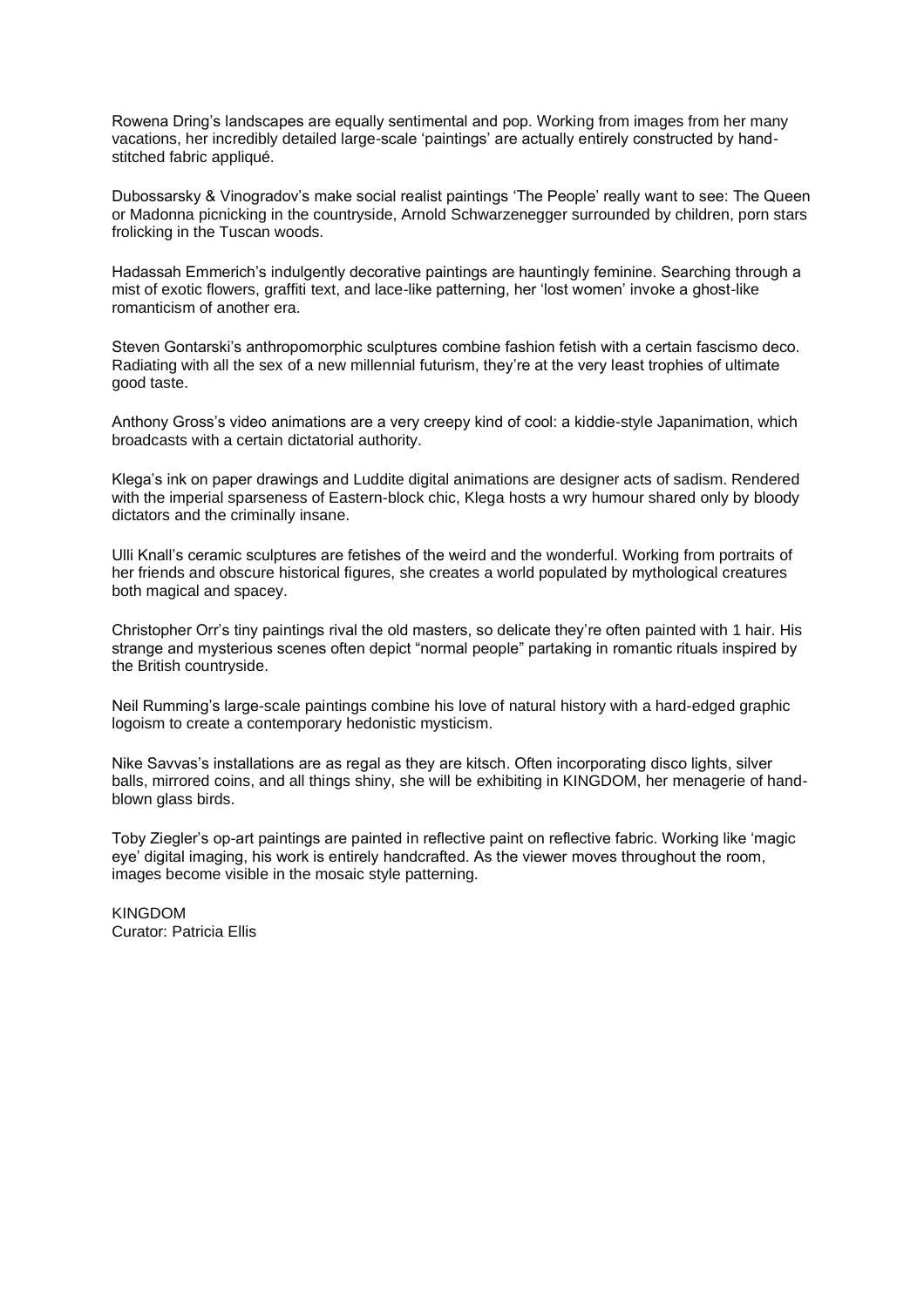Rowena Dring's landscapes are equally sentimental and pop. Working from images from her many vacations, her incredibly detailed large-scale 'paintings' are actually entirely constructed by hand-stitched fabric appliqué.

Dubossarsky & Vinogradov's make social realist paintings 'The People' really want to see: The Queen or Madonna picnicking in the countryside, Arnold Schwarzenegger surrounded by children, porn stars frolicking in the Tuscan woods.

Hadassah Emmerich's indulgently decorative paintings are hauntingly feminine. Searching through a mist of exotic flowers, graffiti text, and lace-like patterning, her 'lost women' invoke a ghost-like romanticism of another era.

Steven Gontarski's anthropomorphic sculptures combine fashion fetish with a certain fascismo deco. Radiating with all the sex of a new millennial futurism, they're at the very least trophies of ultimate good taste.

Anthony Gross's video animations are a very creepy kind of cool: a kiddie-style Japanimation, which broadcasts with a certain dictatorial authority.

Klega's ink on paper drawings and Luddite digital animations are designer acts of sadism. Rendered with the imperial sparseness of Eastern-block chic, Klega hosts a wry humour shared only by bloody dictators and the criminally insane.

Ulli Knall's ceramic sculptures are fetishes of the weird and the wonderful. Working from portraits of her friends and obscure historical figures, she creates a world populated by mythological creatures both magical and spacey.

Christopher Orr's tiny paintings rival the old masters, so delicate they're often painted with 1 hair. His strange and mysterious scenes often depict "normal people" partaking in romantic rituals inspired by the British countryside.

Neil Rumming's large-scale paintings combine his love of natural history with a hard-edged graphic logoism to create a contemporary hedonistic mysticism.

Nike Savvas's installations are as regal as they are kitsch. Often incorporating disco lights, silver balls, mirrored coins, and all things shiny, she will be exhibiting in KINGDOM, her menagerie of hand-blown glass birds.

Toby Ziegler's op-art paintings are painted in reflective paint on reflective fabric. Working like 'magic eye' digital imaging, his work is entirely handcrafted. As the viewer moves throughout the room, images become visible in the mosaic style patterning.

KINGDOM
Curator: Patricia Ellis